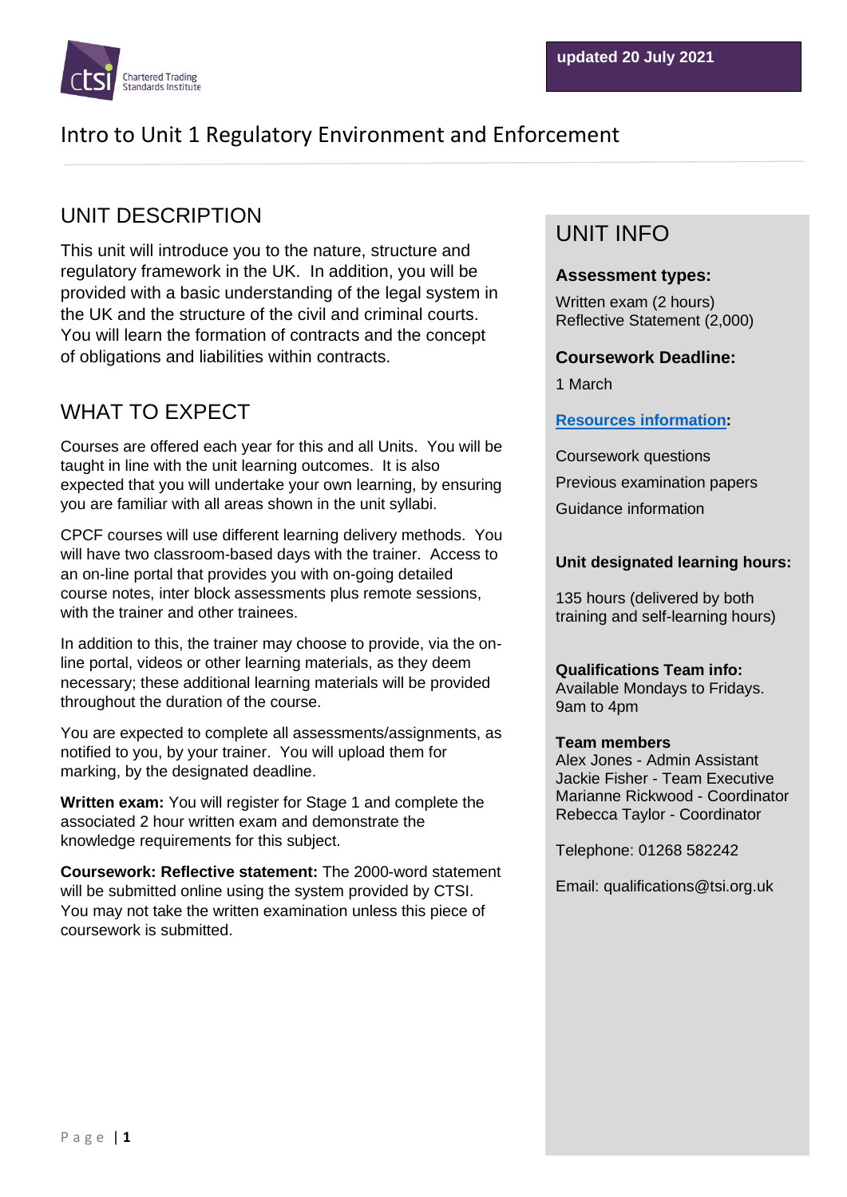updated 20 July 2021

# Intro to Unit 1 Regulatory Environment and Enforcement

## UNIT DESCRIPTION

This unit will introduce you to the nature, structure and regulatory framework in the UK. In addition, you will be provided with a basic understanding of the legal system in the UK and the structure of the civil and criminal courts. You will learn the formation of contracts and the concept of obligations and liabilities within contracts.

## WHAT TO EXPECT

Courses are offered each year for this and all Units. You will be taught in line with the unit learning outcomes. It is also expected that you will undertake your own learning, by ensuring you are familiar with all areas shown in the unit syllabi.

CPCF courses will use different learning delivery methods. You will have two classroom-based days with the trainer. Access to an on-line portal that provides you with on-going detailed course notes, inter block assessments plus remote sessions, with the trainer and other trainees.

In addition to this, the trainer may choose to provide, via the on-line portal, videos or other learning materials, as they deem necessary; these additional learning materials will be provided throughout the duration of the course.

You are expected to complete all assessments/assignments, as notified to you, by your trainer. You will upload them for marking, by the designated deadline.

**Written exam:** You will register for Stage 1 and complete the associated 2 hour written exam and demonstrate the knowledge requirements for this subject.

**Coursework: Reflective statement:** The 2000-word statement will be submitted online using the system provided by CTSI. You may not take the written examination unless this piece of coursework is submitted.

## UNIT INFO

**Assessment types:**

Written exam (2 hours)
Reflective Statement (2,000)

**Coursework Deadline:**

1 March

**Resources information:**

Coursework questions

Previous examination papers

Guidance information

**Unit designated learning hours:**

135 hours (delivered by both training and self-learning hours)

**Qualifications Team info:**
Available Mondays to Fridays.
9am to 4pm

**Team members**
Alex Jones - Admin Assistant
Jackie Fisher - Team Executive
Marianne Rickwood - Coordinator
Rebecca Taylor - Coordinator

Telephone: 01268 582242

Email: qualifications@tsi.org.uk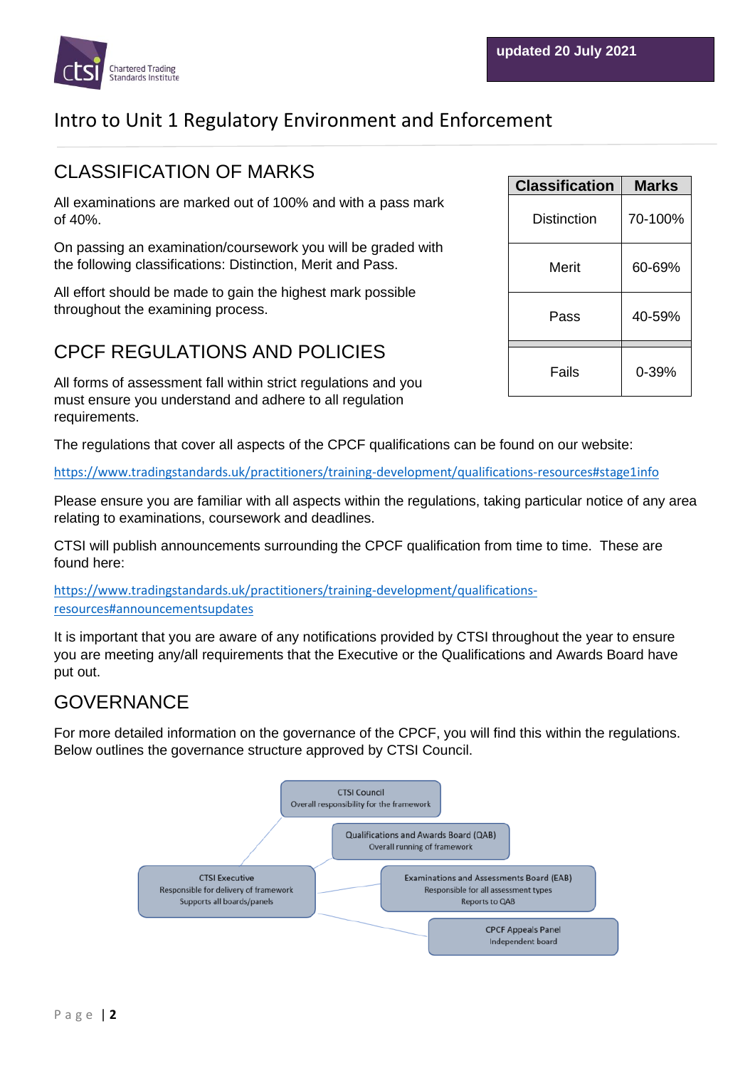# Intro to Unit 1 Regulatory Environment and Enforcement

## CLASSIFICATION OF MARKS

All examinations are marked out of 100% and with a pass mark of 40%.

On passing an examination/coursework you will be graded with the following classifications: Distinction, Merit and Pass.

All effort should be made to gain the highest mark possible throughout the examining process.

| Classification | Marks |
|---|---|
| Distinction | 70-100% |
| Merit | 60-69% |
| Pass | 40-59% |
| Fails | 0-39% |

## CPCF REGULATIONS AND POLICIES

All forms of assessment fall within strict regulations and you must ensure you understand and adhere to all regulation requirements.

The regulations that cover all aspects of the CPCF qualifications can be found on our website:

https://www.tradingstandards.uk/practitioners/training-development/qualifications-resources#stage1info

Please ensure you are familiar with all aspects within the regulations, taking particular notice of any area relating to examinations, coursework and deadlines.

CTSI will publish announcements surrounding the CPCF qualification from time to time. These are found here:

https://www.tradingstandards.uk/practitioners/training-development/qualifications-resources#announcementsupdates

It is important that you are aware of any notifications provided by CTSI throughout the year to ensure you are meeting any/all requirements that the Executive or the Qualifications and Awards Board have put out.

## GOVERNANCE

For more detailed information on the governance of the CPCF, you will find this within the regulations. Below outlines the governance structure approved by CTSI Council.

- CTSI Council – Overall responsibility for the framework
- Qualifications and Awards Board (QAB) – Overall running of framework
- CTSI Executive – Responsible for delivery of framework; Supports all boards/panels
- Examinations and Assessments Board (EAB) – Responsible for all assessment types; Reports to QAB
- CPCF Appeals Panel – Independent board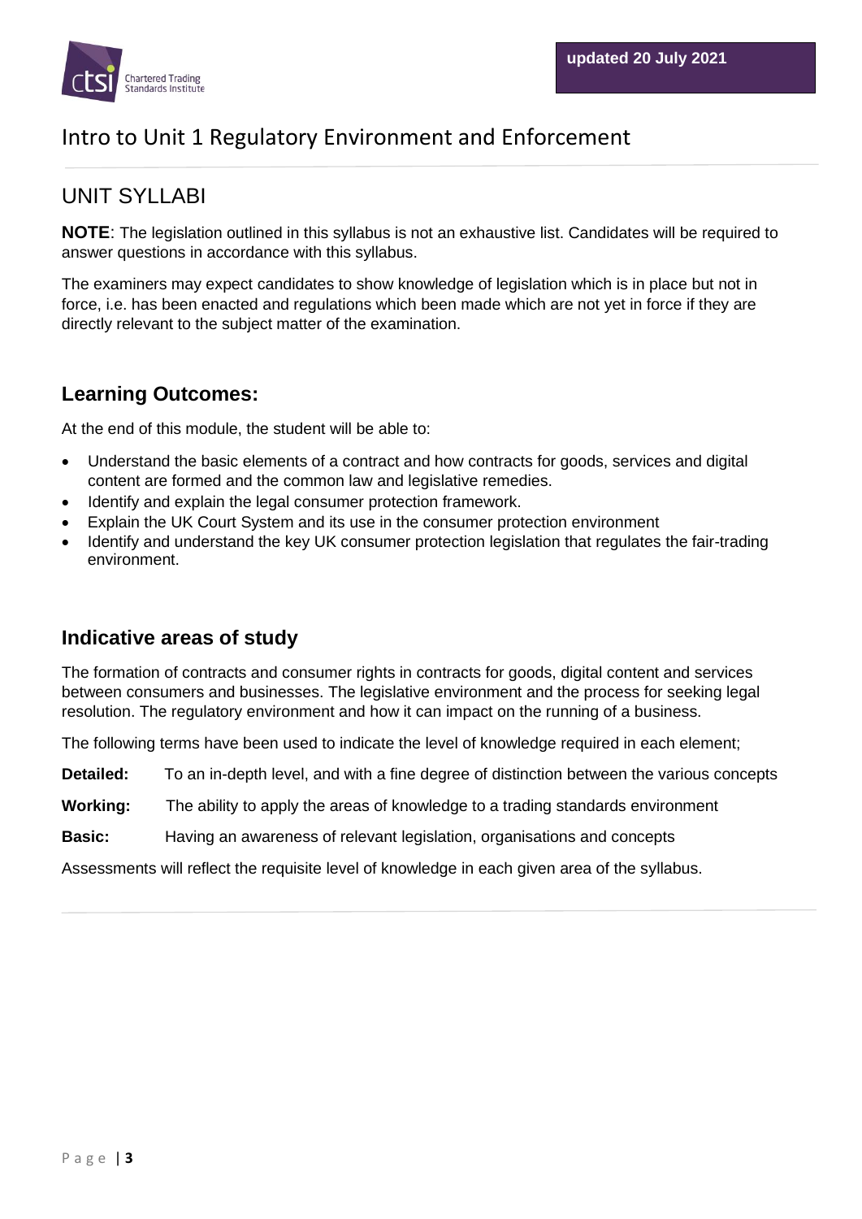updated 20 July 2021

# Intro to Unit 1 Regulatory Environment and Enforcement

## UNIT SYLLABI

**NOTE**: The legislation outlined in this syllabus is not an exhaustive list. Candidates will be required to answer questions in accordance with this syllabus.

The examiners may expect candidates to show knowledge of legislation which is in place but not in force, i.e. has been enacted and regulations which been made which are not yet in force if they are directly relevant to the subject matter of the examination.

### Learning Outcomes:

At the end of this module, the student will be able to:

- Understand the basic elements of a contract and how contracts for goods, services and digital content are formed and the common law and legislative remedies.
- Identify and explain the legal consumer protection framework.
- Explain the UK Court System and its use in the consumer protection environment
- Identify and understand the key UK consumer protection legislation that regulates the fair-trading environment.

### Indicative areas of study

The formation of contracts and consumer rights in contracts for goods, digital content and services between consumers and businesses. The legislative environment and the process for seeking legal resolution. The regulatory environment and how it can impact on the running of a business.

The following terms have been used to indicate the level of knowledge required in each element;

**Detailed:** To an in-depth level, and with a fine degree of distinction between the various concepts

**Working:** The ability to apply the areas of knowledge to a trading standards environment

**Basic:** Having an awareness of relevant legislation, organisations and concepts

Assessments will reflect the requisite level of knowledge in each given area of the syllabus.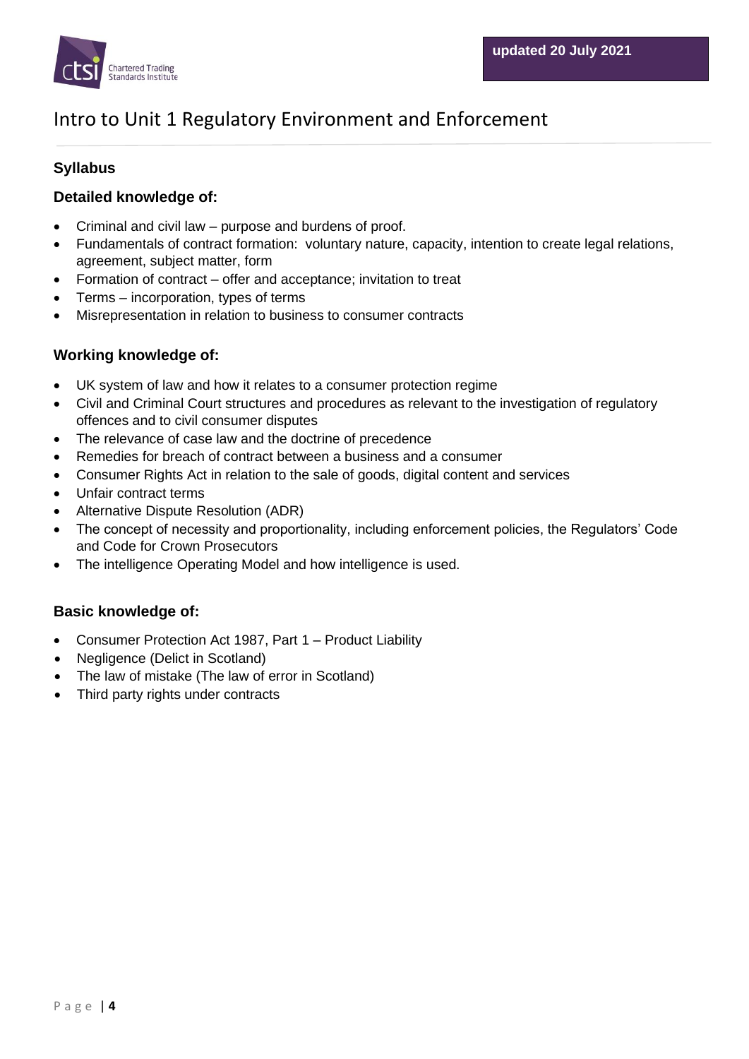updated 20 July 2021

# Intro to Unit 1 Regulatory Environment and Enforcement

## Syllabus

### Detailed knowledge of:

- Criminal and civil law – purpose and burdens of proof.
- Fundamentals of contract formation: voluntary nature, capacity, intention to create legal relations, agreement, subject matter, form
- Formation of contract – offer and acceptance; invitation to treat
- Terms – incorporation, types of terms
- Misrepresentation in relation to business to consumer contracts

### Working knowledge of:

- UK system of law and how it relates to a consumer protection regime
- Civil and Criminal Court structures and procedures as relevant to the investigation of regulatory offences and to civil consumer disputes
- The relevance of case law and the doctrine of precedence
- Remedies for breach of contract between a business and a consumer
- Consumer Rights Act in relation to the sale of goods, digital content and services
- Unfair contract terms
- Alternative Dispute Resolution (ADR)
- The concept of necessity and proportionality, including enforcement policies, the Regulators' Code and Code for Crown Prosecutors
- The intelligence Operating Model and how intelligence is used.

### Basic knowledge of:

- Consumer Protection Act 1987, Part 1 – Product Liability
- Negligence (Delict in Scotland)
- The law of mistake (The law of error in Scotland)
- Third party rights under contracts